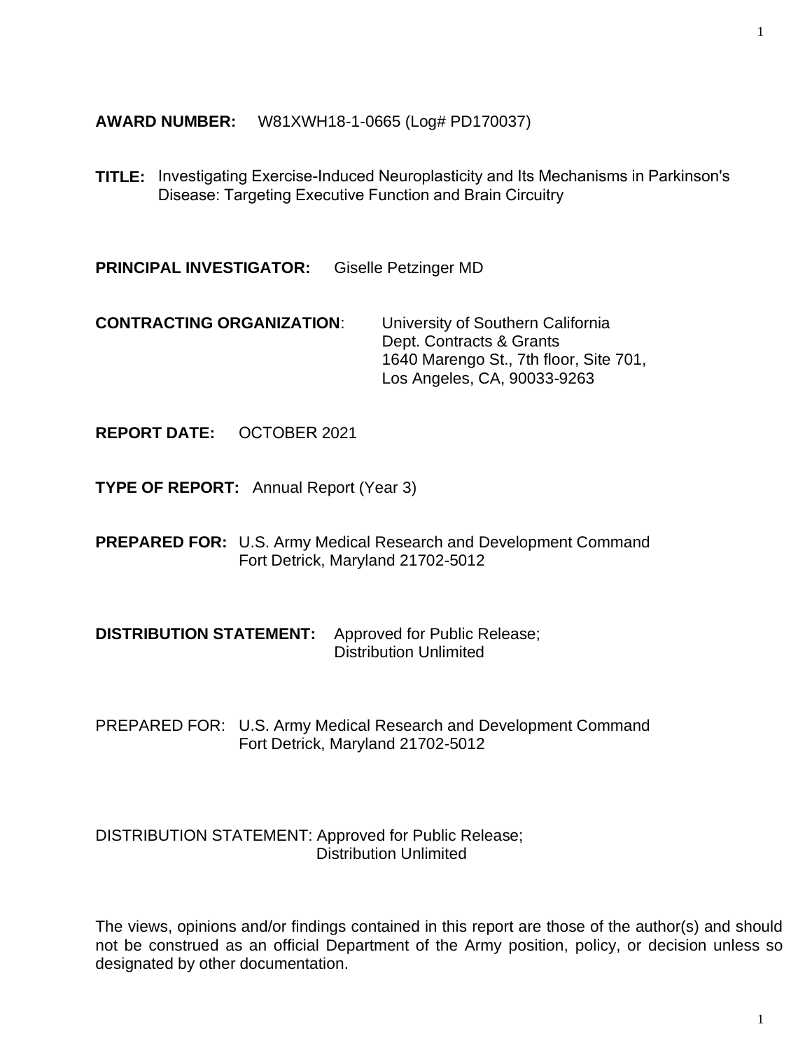**AWARD NUMBER:** W81XWH18-1-0665 (Log# PD170037)

**TITLE:** Investigating Exercise-Induced Neuroplasticity and Its Mechanisms in Parkinson's Disease: Targeting Executive Function and Brain Circuitry

**PRINCIPAL INVESTIGATOR:** Giselle Petzinger MD

**CONTRACTING ORGANIZATION**: University of Southern California
Dept. Contracts & Grants
1640 Marengo St., 7th floor, Site 701,
Los Angeles, CA, 90033-9263

**REPORT DATE:** OCTOBER 2021

**TYPE OF REPORT:** Annual Report (Year 3)

**PREPARED FOR:** U.S. Army Medical Research and Development Command
Fort Detrick, Maryland 21702-5012

**DISTRIBUTION STATEMENT:** Approved for Public Release;
Distribution Unlimited

PREPARED FOR: U.S. Army Medical Research and Development Command
Fort Detrick, Maryland 21702-5012

DISTRIBUTION STATEMENT: Approved for Public Release;
Distribution Unlimited

The views, opinions and/or findings contained in this report are those of the author(s) and should not be construed as an official Department of the Army position, policy, or decision unless so designated by other documentation.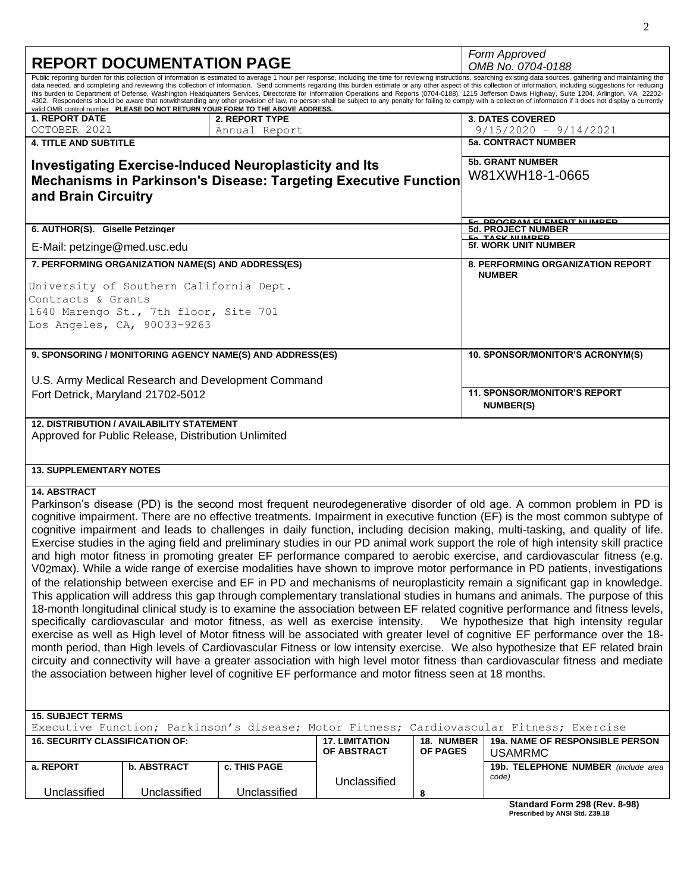# REPORT DOCUMENTATION PAGE

*Form Approved*
*OMB No. 0704-0188*

Public reporting burden for this collection of information is estimated to average 1 hour per response, including the time for reviewing instructions, searching existing data sources, gathering and maintaining the data needed, and completing and reviewing this collection of information. Send comments regarding this burden estimate or any other aspect of this collection of information, including suggestions for reducing this burden to Department of Defense, Washington Headquarters Services, Directorate for Information Operations and Reports (0704-0188), 1215 Jefferson Davis Highway, Suite 1204, Arlington, VA 22202-4302. Respondents should be aware that notwithstanding any other provision of law, no person shall be subject to any penalty for failing to comply with a collection of information if it does not display a currently valid OMB control number. **PLEASE DO NOT RETURN YOUR FORM TO THE ABOVE ADDRESS.**

| **1. REPORT DATE** | **2. REPORT TYPE** | **3. DATES COVERED** |
|---|---|---|
| OCTOBER 2021 | Annual Report | 9/15/2020 – 9/14/2021 |

**4. TITLE AND SUBTITLE**

**Investigating Exercise-Induced Neuroplasticity and Its Mechanisms in Parkinson's Disease: Targeting Executive Function and Brain Circuitry**

**5a. CONTRACT NUMBER**

**5b. GRANT NUMBER**
W81XWH18-1-0665

**5c. PROGRAM ELEMENT NUMBER**

**5d. PROJECT NUMBER**

**5e. TASK NUMBER**

**5f. WORK UNIT NUMBER**

**6. AUTHOR(S). Giselle Petzinger**

E-Mail: petzinge@med.usc.edu

**7. PERFORMING ORGANIZATION NAME(S) AND ADDRESS(ES)**

University of Southern California Dept.
Contracts & Grants
1640 Marengo St., 7th floor, Site 701
Los Angeles, CA, 90033-9263

**8. PERFORMING ORGANIZATION REPORT NUMBER**

**9. SPONSORING / MONITORING AGENCY NAME(S) AND ADDRESS(ES)**

U.S. Army Medical Research and Development Command
Fort Detrick, Maryland 21702-5012

**10. SPONSOR/MONITOR'S ACRONYM(S)**

**11. SPONSOR/MONITOR'S REPORT NUMBER(S)**

**12. DISTRIBUTION / AVAILABILITY STATEMENT**
Approved for Public Release, Distribution Unlimited

**13. SUPPLEMENTARY NOTES**

**14. ABSTRACT**

Parkinson's disease (PD) is the second most frequent neurodegenerative disorder of old age. A common problem in PD is cognitive impairment. There are no effective treatments. Impairment in executive function (EF) is the most common subtype of cognitive impairment and leads to challenges in daily function, including decision making, multi-tasking, and quality of life. Exercise studies in the aging field and preliminary studies in our PD animal work support the role of high intensity skill practice and high motor fitness in promoting greater EF performance compared to aerobic exercise, and cardiovascular fitness (e.g. $VO_2max$). While a wide range of exercise modalities have shown to improve motor performance in PD patients, investigations of the relationship between exercise and EF in PD and mechanisms of neuroplasticity remain a significant gap in knowledge. This application will address this gap through complementary translational studies in humans and animals. The purpose of this 18-month longitudinal clinical study is to examine the association between EF related cognitive performance and fitness levels, specifically cardiovascular and motor fitness, as well as exercise intensity. We hypothesize that high intensity regular exercise as well as High level of Motor fitness will be associated with greater level of cognitive EF performance over the 18-month period, than High levels of Cardiovascular Fitness or low intensity exercise. We also hypothesize that EF related brain circuitry and connectivity will have a greater association with high level motor fitness than cardiovascular fitness and mediate the association between higher level of cognitive EF performance and motor fitness seen at 18 months.

**15. SUBJECT TERMS**
Executive Function; Parkinson's disease; Motor Fitness; Cardiovascular Fitness; Exercise

| **16. SECURITY CLASSIFICATION OF:** | | | **17. LIMITATION OF ABSTRACT** | **18. NUMBER OF PAGES** | **19a. NAME OF RESPONSIBLE PERSON** USAMRMC |
|---|---|---|---|---|---|
| **a. REPORT** | **b. ABSTRACT** | **c. THIS PAGE** | | | **19b. TELEPHONE NUMBER** *(include area code)* |
| Unclassified | Unclassified | Unclassified | Unclassified | 8 | |

**Standard Form 298 (Rev. 8-98)**
**Prescribed by ANSI Std. Z39.18**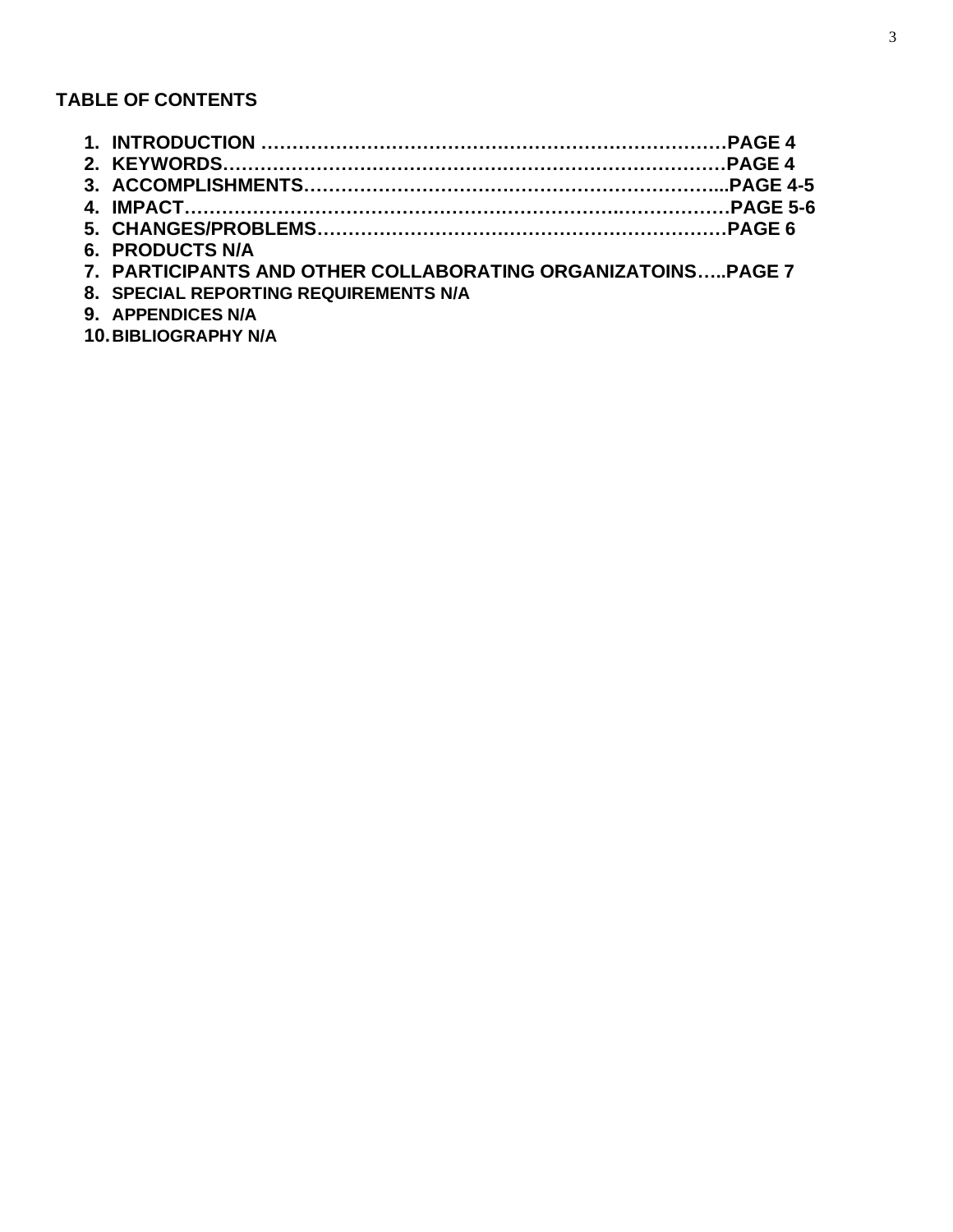**TABLE OF CONTENTS**

1. **INTRODUCTION ……………………………………………………………………PAGE 4**
2. **KEYWORDS…………………………………………………………………………PAGE 4**
3. **ACCOMPLISHMENTS…………………………………………………………...PAGE 4-5**
4. **IMPACT……………………………………………………………………………PAGE 5-6**
5. **CHANGES/PROBLEMS…………………………………………………………PAGE 6**
6. **PRODUCTS N/A**
7. **PARTICIPANTS AND OTHER COLLABORATING ORGANIZATOINS…..PAGE 7**
8. **SPECIAL REPORTING REQUIREMENTS N/A**
9. **APPENDICES N/A**
10. **BIBLIOGRAPHY N/A**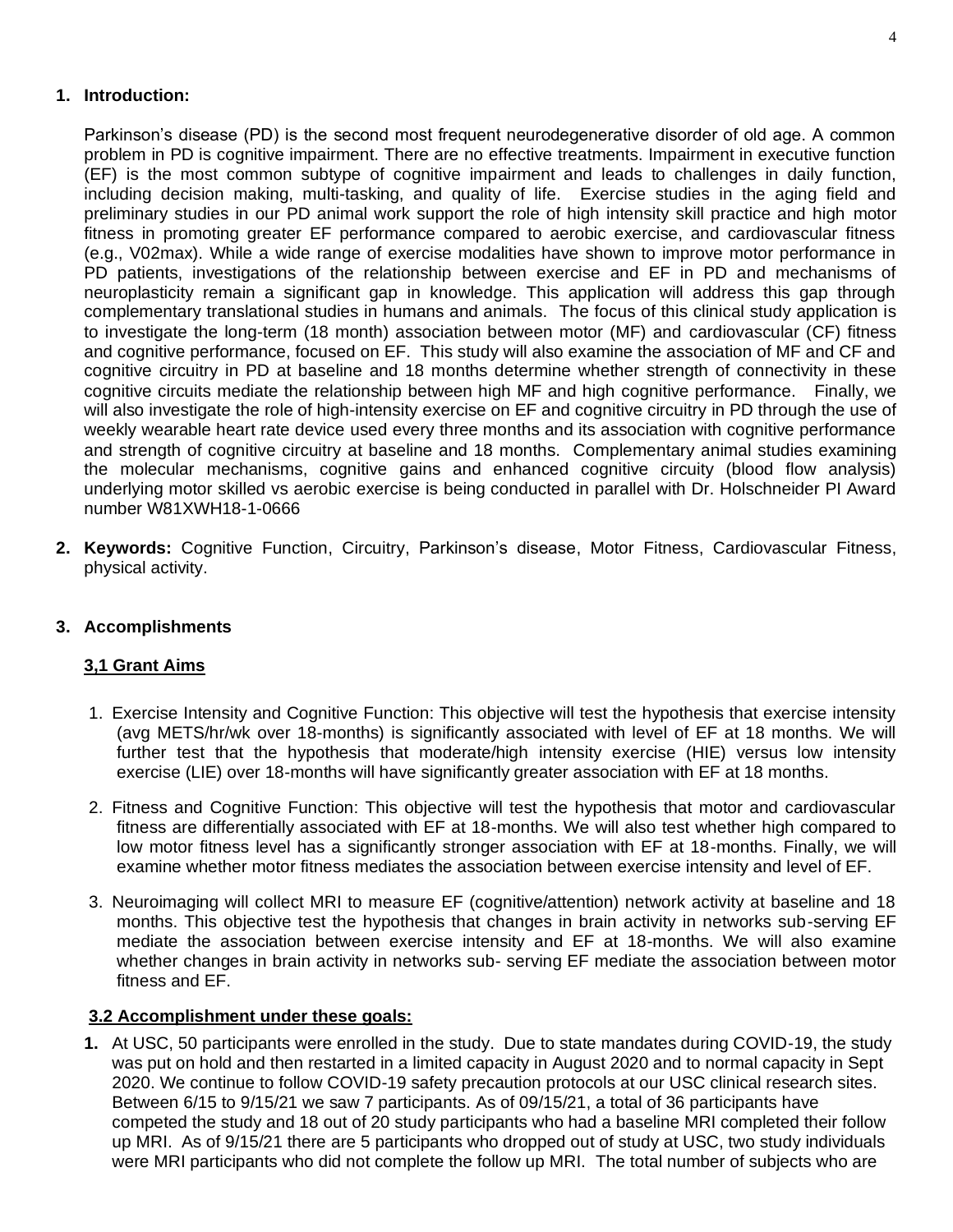## 1. Introduction:

Parkinson's disease (PD) is the second most frequent neurodegenerative disorder of old age. A common problem in PD is cognitive impairment. There are no effective treatments. Impairment in executive function (EF) is the most common subtype of cognitive impairment and leads to challenges in daily function, including decision making, multi-tasking, and quality of life. Exercise studies in the aging field and preliminary studies in our PD animal work support the role of high intensity skill practice and high motor fitness in promoting greater EF performance compared to aerobic exercise, and cardiovascular fitness (e.g., V02max). While a wide range of exercise modalities have shown to improve motor performance in PD patients, investigations of the relationship between exercise and EF in PD and mechanisms of neuroplasticity remain a significant gap in knowledge. This application will address this gap through complementary translational studies in humans and animals. The focus of this clinical study application is to investigate the long-term (18 month) association between motor (MF) and cardiovascular (CF) fitness and cognitive performance, focused on EF. This study will also examine the association of MF and CF and cognitive circuitry in PD at baseline and 18 months determine whether strength of connectivity in these cognitive circuits mediate the relationship between high MF and high cognitive performance. Finally, we will also investigate the role of high-intensity exercise on EF and cognitive circuitry in PD through the use of weekly wearable heart rate device used every three months and its association with cognitive performance and strength of cognitive circuitry at baseline and 18 months. Complementary animal studies examining the molecular mechanisms, cognitive gains and enhanced cognitive circuity (blood flow analysis) underlying motor skilled vs aerobic exercise is being conducted in parallel with Dr. Holschneider PI Award number W81XWH18-1-0666

## 2. Keywords:

Cognitive Function, Circuitry, Parkinson's disease, Motor Fitness, Cardiovascular Fitness, physical activity.

## 3. Accomplishments

### 3,1 Grant Aims

1. Exercise Intensity and Cognitive Function: This objective will test the hypothesis that exercise intensity (avg METS/hr/wk over 18-months) is significantly associated with level of EF at 18 months. We will further test that the hypothesis that moderate/high intensity exercise (HIE) versus low intensity exercise (LIE) over 18-months will have significantly greater association with EF at 18 months.
2. Fitness and Cognitive Function: This objective will test the hypothesis that motor and cardiovascular fitness are differentially associated with EF at 18-months. We will also test whether high compared to low motor fitness level has a significantly stronger association with EF at 18-months. Finally, we will examine whether motor fitness mediates the association between exercise intensity and level of EF.
3. Neuroimaging will collect MRI to measure EF (cognitive/attention) network activity at baseline and 18 months. This objective test the hypothesis that changes in brain activity in networks sub-serving EF mediate the association between exercise intensity and EF at 18-months. We will also examine whether changes in brain activity in networks sub- serving EF mediate the association between motor fitness and EF.

### 3.2 Accomplishment under these goals:

1. At USC, 50 participants were enrolled in the study. Due to state mandates during COVID-19, the study was put on hold and then restarted in a limited capacity in August 2020 and to normal capacity in Sept 2020. We continue to follow COVID-19 safety precaution protocols at our USC clinical research sites. Between 6/15 to 9/15/21 we saw 7 participants. As of 09/15/21, a total of 36 participants have competed the study and 18 out of 20 study participants who had a baseline MRI completed their follow up MRI. As of 9/15/21 there are 5 participants who dropped out of study at USC, two study individuals were MRI participants who did not complete the follow up MRI. The total number of subjects who are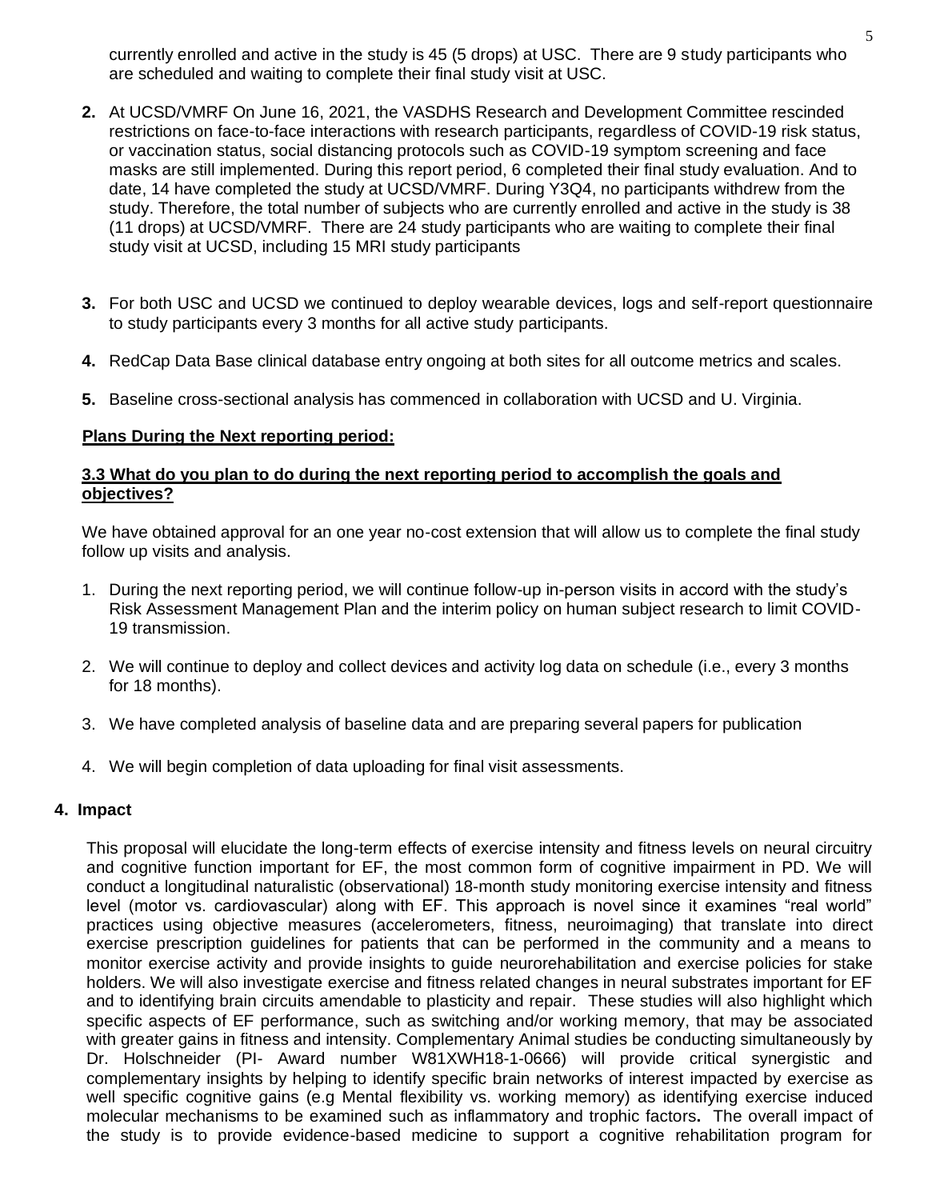currently enrolled and active in the study is 45 (5 drops) at USC. There are 9 study participants who are scheduled and waiting to complete their final study visit at USC.

2. At UCSD/VMRF On June 16, 2021, the VASDHS Research and Development Committee rescinded restrictions on face-to-face interactions with research participants, regardless of COVID-19 risk status, or vaccination status, social distancing protocols such as COVID-19 symptom screening and face masks are still implemented. During this report period, 6 completed their final study evaluation. And to date, 14 have completed the study at UCSD/VMRF. During Y3Q4, no participants withdrew from the study. Therefore, the total number of subjects who are currently enrolled and active in the study is 38 (11 drops) at UCSD/VMRF. There are 24 study participants who are waiting to complete their final study visit at UCSD, including 15 MRI study participants

3. For both USC and UCSD we continued to deploy wearable devices, logs and self-report questionnaire to study participants every 3 months for all active study participants.

4. RedCap Data Base clinical database entry ongoing at both sites for all outcome metrics and scales.

5. Baseline cross-sectional analysis has commenced in collaboration with UCSD and U. Virginia.

**Plans During the Next reporting period:**

**3.3 What do you plan to do during the next reporting period to accomplish the goals and objectives?**

We have obtained approval for an one year no-cost extension that will allow us to complete the final study follow up visits and analysis.

1. During the next reporting period, we will continue follow-up in-person visits in accord with the study's Risk Assessment Management Plan and the interim policy on human subject research to limit COVID-19 transmission.

2. We will continue to deploy and collect devices and activity log data on schedule (i.e., every 3 months for 18 months).

3. We have completed analysis of baseline data and are preparing several papers for publication

4. We will begin completion of data uploading for final visit assessments.

## 4. Impact

This proposal will elucidate the long-term effects of exercise intensity and fitness levels on neural circuitry and cognitive function important for EF, the most common form of cognitive impairment in PD. We will conduct a longitudinal naturalistic (observational) 18-month study monitoring exercise intensity and fitness level (motor vs. cardiovascular) along with EF. This approach is novel since it examines "real world" practices using objective measures (accelerometers, fitness, neuroimaging) that translate into direct exercise prescription guidelines for patients that can be performed in the community and a means to monitor exercise activity and provide insights to guide neurorehabilitation and exercise policies for stake holders. We will also investigate exercise and fitness related changes in neural substrates important for EF and to identifying brain circuits amendable to plasticity and repair. These studies will also highlight which specific aspects of EF performance, such as switching and/or working memory, that may be associated with greater gains in fitness and intensity. Complementary Animal studies be conducting simultaneously by Dr. Holschneider (PI- Award number W81XWH18-1-0666) will provide critical synergistic and complementary insights by helping to identify specific brain networks of interest impacted by exercise as well specific cognitive gains (e.g Mental flexibility vs. working memory) as identifying exercise induced molecular mechanisms to be examined such as inflammatory and trophic factors**.** The overall impact of the study is to provide evidence-based medicine to support a cognitive rehabilitation program for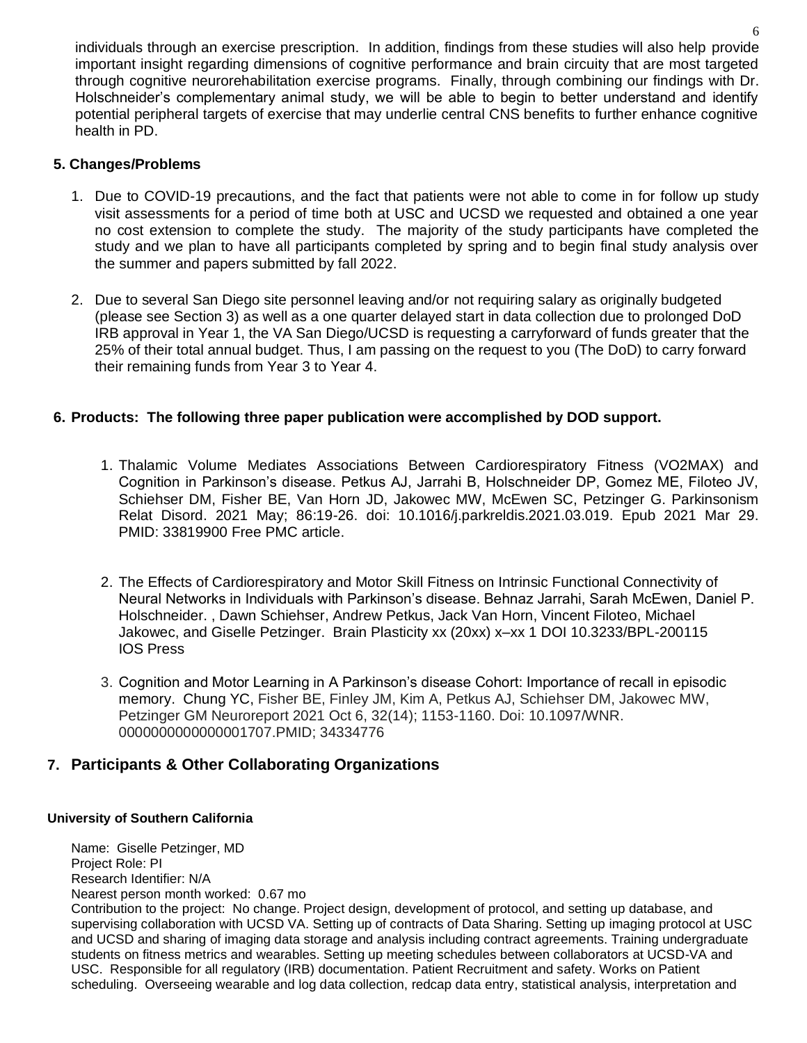individuals through an exercise prescription. In addition, findings from these studies will also help provide important insight regarding dimensions of cognitive performance and brain circuitry that are most targeted through cognitive neurorehabilitation exercise programs. Finally, through combining our findings with Dr. Holschneider's complementary animal study, we will be able to begin to better understand and identify potential peripheral targets of exercise that may underlie central CNS benefits to further enhance cognitive health in PD.

## 5. Changes/Problems

1. Due to COVID-19 precautions, and the fact that patients were not able to come in for follow up study visit assessments for a period of time both at USC and UCSD we requested and obtained a one year no cost extension to complete the study. The majority of the study participants have completed the study and we plan to have all participants completed by spring and to begin final study analysis over the summer and papers submitted by fall 2022.

2. Due to several San Diego site personnel leaving and/or not requiring salary as originally budgeted (please see Section 3) as well as a one quarter delayed start in data collection due to prolonged DoD IRB approval in Year 1, the VA San Diego/UCSD is requesting a carryforward of funds greater that the 25% of their total annual budget. Thus, I am passing on the request to you (The DoD) to carry forward their remaining funds from Year 3 to Year 4.

## 6. Products: The following three paper publication were accomplished by DOD support.

1. Thalamic Volume Mediates Associations Between Cardiorespiratory Fitness (VO2MAX) and Cognition in Parkinson's disease. Petkus AJ, Jarrahi B, Holschneider DP, Gomez ME, Filoteo JV, Schiehser DM, Fisher BE, Van Horn JD, Jakowec MW, McEwen SC, Petzinger G. Parkinsonism Relat Disord. 2021 May; 86:19-26. doi: 10.1016/j.parkreldis.2021.03.019. Epub 2021 Mar 29. PMID: 33819900 Free PMC article.

2. The Effects of Cardiorespiratory and Motor Skill Fitness on Intrinsic Functional Connectivity of Neural Networks in Individuals with Parkinson's disease. Behnaz Jarrahi, Sarah McEwen, Daniel P. Holschneider. , Dawn Schiehser, Andrew Petkus, Jack Van Horn, Vincent Filoteo, Michael Jakowec, and Giselle Petzinger. Brain Plasticity xx (20xx) x–xx 1 DOI 10.3233/BPL-200115 IOS Press

3. Cognition and Motor Learning in A Parkinson's disease Cohort: Importance of recall in episodic memory. Chung YC, Fisher BE, Finley JM, Kim A, Petkus AJ, Schiehser DM, Jakowec MW, Petzinger GM Neuroreport 2021 Oct 6, 32(14); 1153-1160. Doi: 10.1097/WNR. 0000000000000001707.PMID; 34334776

## 7. Participants & Other Collaborating Organizations

**University of Southern California**

Name: Giselle Petzinger, MD
Project Role: PI
Research Identifier: N/A
Nearest person month worked: 0.67 mo
Contribution to the project: No change. Project design, development of protocol, and setting up database, and supervising collaboration with UCSD VA. Setting up of contracts of Data Sharing. Setting up imaging protocol at USC and UCSD and sharing of imaging data storage and analysis including contract agreements. Training undergraduate students on fitness metrics and wearables. Setting up meeting schedules between collaborators at UCSD-VA and USC. Responsible for all regulatory (IRB) documentation. Patient Recruitment and safety. Works on Patient scheduling. Overseeing wearable and log data collection, redcap data entry, statistical analysis, interpretation and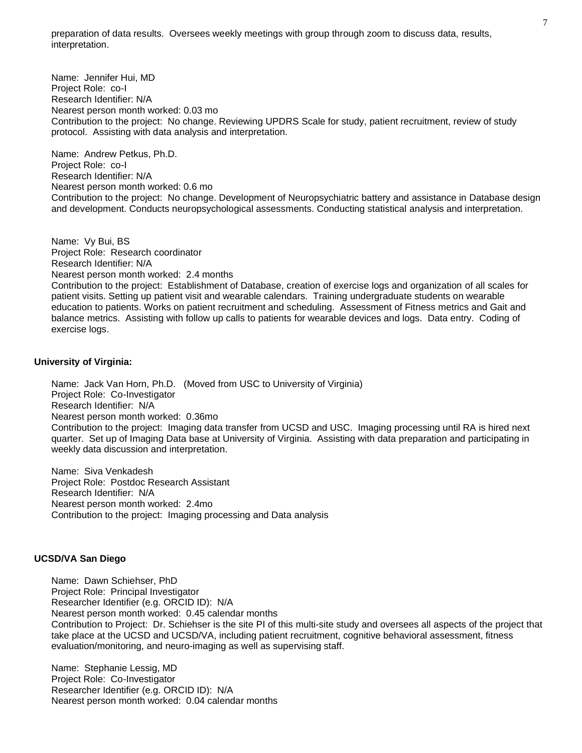preparation of data results. Oversees weekly meetings with group through zoom to discuss data, results, interpretation.

Name: Jennifer Hui, MD
Project Role: co-I
Research Identifier: N/A
Nearest person month worked: 0.03 mo
Contribution to the project: No change. Reviewing UPDRS Scale for study, patient recruitment, review of study protocol. Assisting with data analysis and interpretation.

Name: Andrew Petkus, Ph.D.
Project Role: co-I
Research Identifier: N/A
Nearest person month worked: 0.6 mo
Contribution to the project: No change. Development of Neuropsychiatric battery and assistance in Database design and development. Conducts neuropsychological assessments. Conducting statistical analysis and interpretation.

Name: Vy Bui, BS
Project Role: Research coordinator
Research Identifier: N/A
Nearest person month worked: 2.4 months
Contribution to the project: Establishment of Database, creation of exercise logs and organization of all scales for patient visits. Setting up patient visit and wearable calendars. Training undergraduate students on wearable education to patients. Works on patient recruitment and scheduling. Assessment of Fitness metrics and Gait and balance metrics. Assisting with follow up calls to patients for wearable devices and logs. Data entry. Coding of exercise logs.

**University of Virginia:**

Name: Jack Van Horn, Ph.D. (Moved from USC to University of Virginia)
Project Role: Co-Investigator
Research Identifier: N/A
Nearest person month worked: 0.36mo
Contribution to the project: Imaging data transfer from UCSD and USC. Imaging processing until RA is hired next quarter. Set up of Imaging Data base at University of Virginia. Assisting with data preparation and participating in weekly data discussion and interpretation.

Name: Siva Venkadesh
Project Role: Postdoc Research Assistant
Research Identifier: N/A
Nearest person month worked: 2.4mo
Contribution to the project: Imaging processing and Data analysis

**UCSD/VA San Diego**

Name: Dawn Schiehser, PhD
Project Role: Principal Investigator
Researcher Identifier (e.g. ORCID ID): N/A
Nearest person month worked: 0.45 calendar months
Contribution to Project: Dr. Schiehser is the site PI of this multi-site study and oversees all aspects of the project that take place at the UCSD and UCSD/VA, including patient recruitment, cognitive behavioral assessment, fitness evaluation/monitoring, and neuro-imaging as well as supervising staff.

Name: Stephanie Lessig, MD
Project Role: Co-Investigator
Researcher Identifier (e.g. ORCID ID): N/A
Nearest person month worked: 0.04 calendar months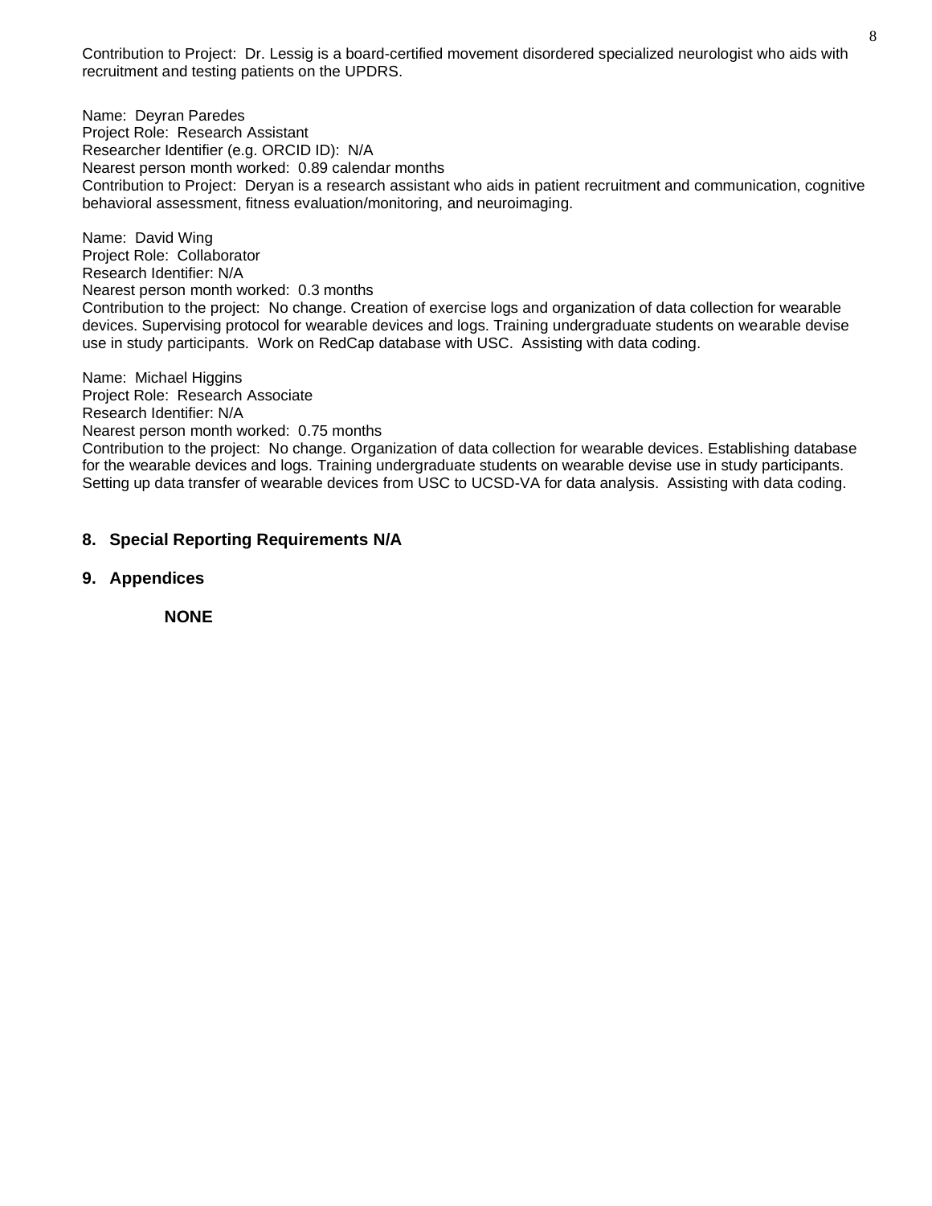Contribution to Project: Dr. Lessig is a board-certified movement disordered specialized neurologist who aids with recruitment and testing patients on the UPDRS.

Name: Deyran Paredes
Project Role: Research Assistant
Researcher Identifier (e.g. ORCID ID): N/A
Nearest person month worked: 0.89 calendar months
Contribution to Project: Deryan is a research assistant who aids in patient recruitment and communication, cognitive behavioral assessment, fitness evaluation/monitoring, and neuroimaging.

Name: David Wing
Project Role: Collaborator
Research Identifier: N/A
Nearest person month worked: 0.3 months
Contribution to the project: No change. Creation of exercise logs and organization of data collection for wearable devices. Supervising protocol for wearable devices and logs. Training undergraduate students on wearable devise use in study participants. Work on RedCap database with USC. Assisting with data coding.

Name: Michael Higgins
Project Role: Research Associate
Research Identifier: N/A
Nearest person month worked: 0.75 months
Contribution to the project: No change. Organization of data collection for wearable devices. Establishing database for the wearable devices and logs. Training undergraduate students on wearable devise use in study participants. Setting up data transfer of wearable devices from USC to UCSD-VA for data analysis. Assisting with data coding.

## 8. Special Reporting Requirements N/A

## 9. Appendices

**NONE**